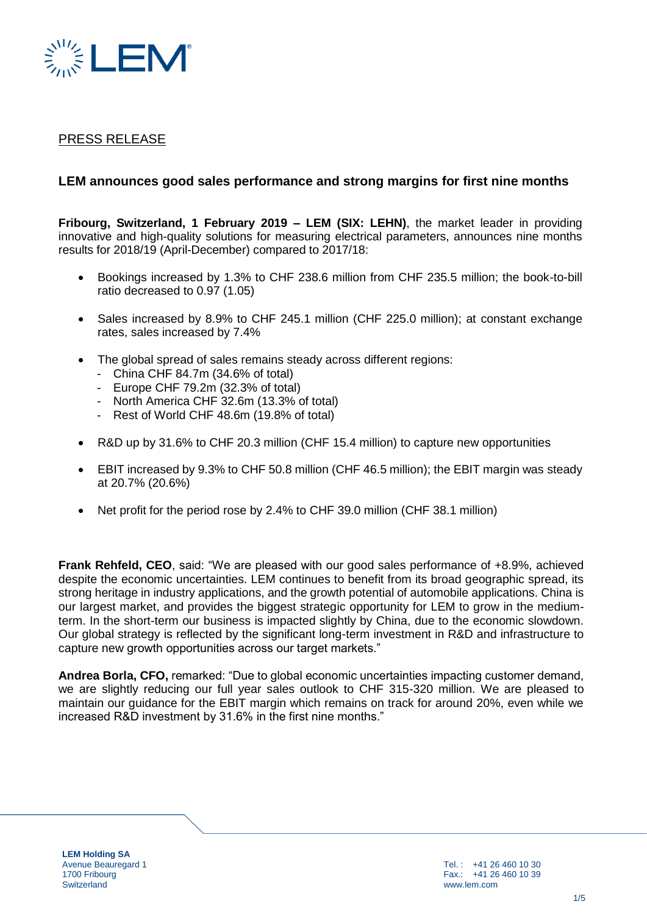PRESS RELEASE

## LEM announces good sales performance and strong margins for first nine months

**Fribourg, Switzerland, 1 February 2019 – LEM (SIX: LEHN)**, the market leader in providing innovative and high-quality solutions for measuring electrical parameters, announces nine months results for 2018/19 (April-December) compared to 2017/18:

- Bookings increased by 1.3% to CHF 238.6 million from CHF 235.5 million; the book-to-bill ratio decreased to 0.97 (1.05)
- Sales increased by 8.9% to CHF 245.1 million (CHF 225.0 million); at constant exchange rates, sales increased by 7.4%
- The global spread of sales remains steady across different regions:
  - China CHF 84.7m (34.6% of total)
  - Europe CHF 79.2m (32.3% of total)
  - North America CHF 32.6m (13.3% of total)
  - Rest of World CHF 48.6m (19.8% of total)
- R&D up by 31.6% to CHF 20.3 million (CHF 15.4 million) to capture new opportunities
- EBIT increased by 9.3% to CHF 50.8 million (CHF 46.5 million); the EBIT margin was steady at 20.7% (20.6%)
- Net profit for the period rose by 2.4% to CHF 39.0 million (CHF 38.1 million)

**Frank Rehfeld, CEO**, said: "We are pleased with our good sales performance of +8.9%, achieved despite the economic uncertainties. LEM continues to benefit from its broad geographic spread, its strong heritage in industry applications, and the growth potential of automobile applications. China is our largest market, and provides the biggest strategic opportunity for LEM to grow in the medium-term. In the short-term our business is impacted slightly by China, due to the economic slowdown. Our global strategy is reflected by the significant long-term investment in R&D and infrastructure to capture new growth opportunities across our target markets."

**Andrea Borla, CFO,** remarked: "Due to global economic uncertainties impacting customer demand, we are slightly reducing our full year sales outlook to CHF 315-320 million. We are pleased to maintain our guidance for the EBIT margin which remains on track for around 20%, even while we increased R&D investment by 31.6% in the first nine months."

**LEM Holding SA**
Avenue Beauregard 1
1700 Fribourg
Switzerland

Tel. : +41 26 460 10 30
Fax.: +41 26 460 10 39
www.lem.com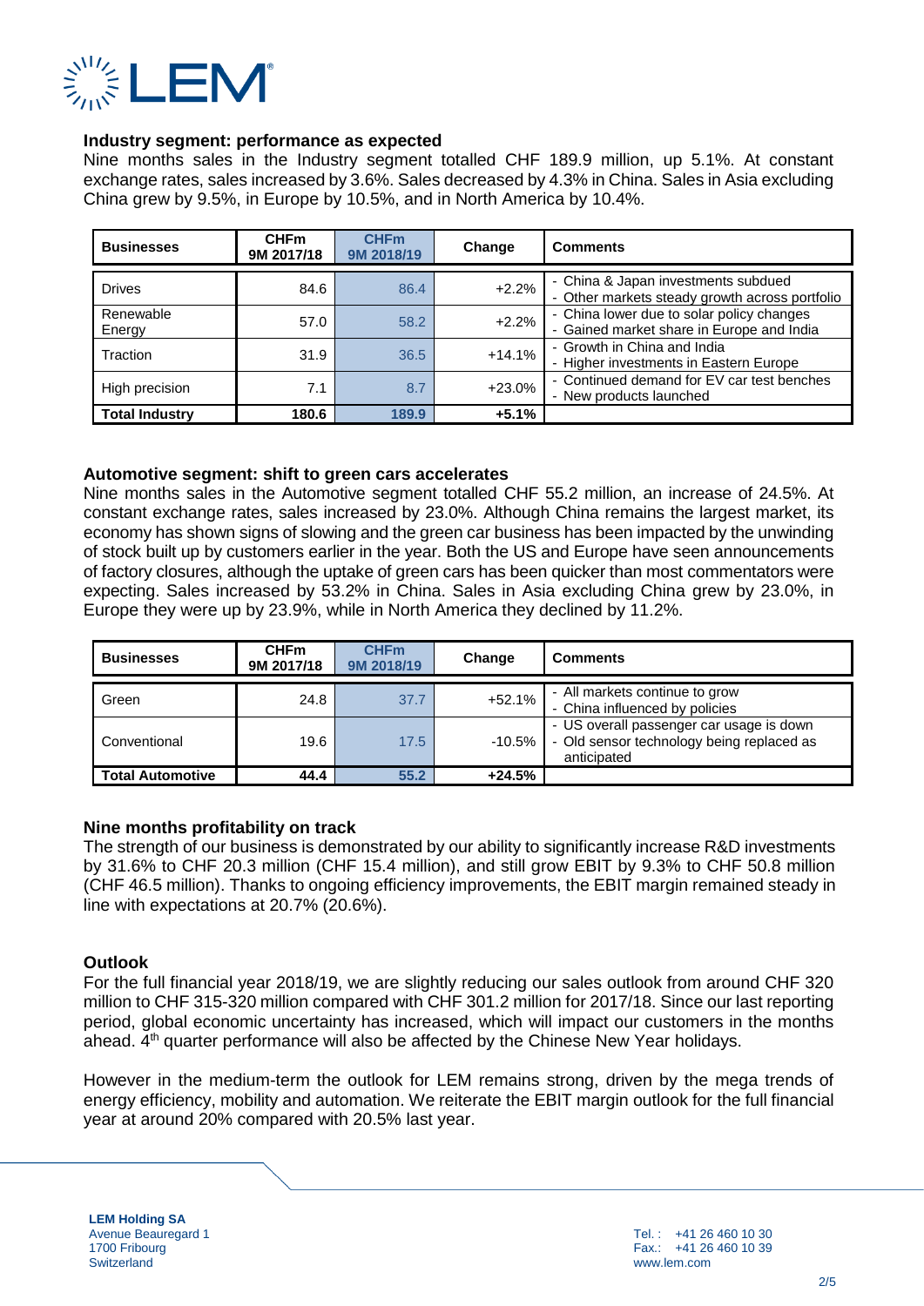## Industry segment: performance as expected

Nine months sales in the Industry segment totalled CHF 189.9 million, up 5.1%. At constant exchange rates, sales increased by 3.6%. Sales decreased by 4.3% in China. Sales in Asia excluding China grew by 9.5%, in Europe by 10.5%, and in North America by 10.4%.

| Businesses | CHFm 9M 2017/18 | CHFm 9M 2018/19 | Change | Comments |
|---|---|---|---|---|
| Drives | 84.6 | 86.4 | +2.2% | - China & Japan investments subdued<br>- Other markets steady growth across portfolio |
| Renewable Energy | 57.0 | 58.2 | +2.2% | - China lower due to solar policy changes<br>- Gained market share in Europe and India |
| Traction | 31.9 | 36.5 | +14.1% | - Growth in China and India<br>- Higher investments in Eastern Europe |
| High precision | 7.1 | 8.7 | +23.0% | - Continued demand for EV car test benches<br>- New products launched |
| **Total Industry** | **180.6** | **189.9** | **+5.1%** | |

## Automotive segment: shift to green cars accelerates

Nine months sales in the Automotive segment totalled CHF 55.2 million, an increase of 24.5%. At constant exchange rates, sales increased by 23.0%. Although China remains the largest market, its economy has shown signs of slowing and the green car business has been impacted by the unwinding of stock built up by customers earlier in the year. Both the US and Europe have seen announcements of factory closures, although the uptake of green cars has been quicker than most commentators were expecting. Sales increased by 53.2% in China. Sales in Asia excluding China grew by 23.0%, in Europe they were up by 23.9%, while in North America they declined by 11.2%.

| Businesses | CHFm 9M 2017/18 | CHFm 9M 2018/19 | Change | Comments |
|---|---|---|---|---|
| Green | 24.8 | 37.7 | +52.1% | - All markets continue to grow<br>- China influenced by policies |
| Conventional | 19.6 | 17.5 | -10.5% | - US overall passenger car usage is down<br>- Old sensor technology being replaced as anticipated |
| **Total Automotive** | **44.4** | **55.2** | **+24.5%** | |

## Nine months profitability on track

The strength of our business is demonstrated by our ability to significantly increase R&D investments by 31.6% to CHF 20.3 million (CHF 15.4 million), and still grow EBIT by 9.3% to CHF 50.8 million (CHF 46.5 million). Thanks to ongoing efficiency improvements, the EBIT margin remained steady in line with expectations at 20.7% (20.6%).

## Outlook

For the full financial year 2018/19, we are slightly reducing our sales outlook from around CHF 320 million to CHF 315-320 million compared with CHF 301.2 million for 2017/18. Since our last reporting period, global economic uncertainty has increased, which will impact our customers in the months ahead. 4th quarter performance will also be affected by the Chinese New Year holidays.

However in the medium-term the outlook for LEM remains strong, driven by the mega trends of energy efficiency, mobility and automation. We reiterate the EBIT margin outlook for the full financial year at around 20% compared with 20.5% last year.

**LEM Holding SA**
Avenue Beauregard 1
1700 Fribourg
Switzerland

Tel.: +41 26 460 10 30
Fax.: +41 26 460 10 39
www.lem.com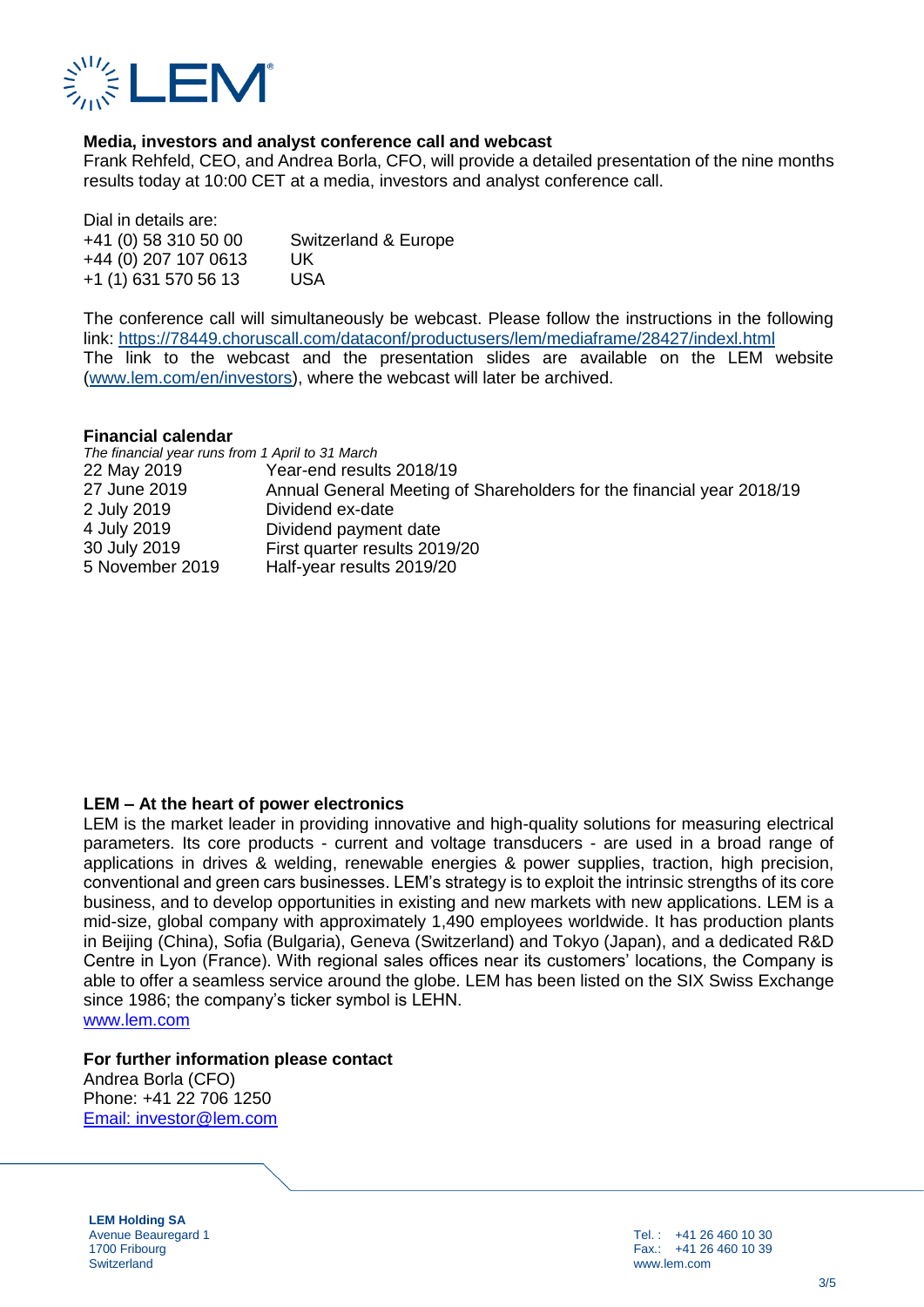### Media, investors and analyst conference call and webcast

Frank Rehfeld, CEO, and Andrea Borla, CFO, will provide a detailed presentation of the nine months results today at 10:00 CET at a media, investors and analyst conference call.

Dial in details are:

| | |
|---|---|
| +41 (0) 58 310 50 00 | Switzerland & Europe |
| +44 (0) 207 107 0613 | UK |
| +1 (1) 631 570 56 13 | USA |

The conference call will simultaneously be webcast. Please follow the instructions in the following link: https://78449.choruscall.com/dataconf/productusers/lem/mediaframe/28427/indexl.html
The link to the webcast and the presentation slides are available on the LEM website (www.lem.com/en/investors), where the webcast will later be archived.

### Financial calendar

*The financial year runs from 1 April to 31 March*

| | |
|---|---|
| 22 May 2019 | Year-end results 2018/19 |
| 27 June 2019 | Annual General Meeting of Shareholders for the financial year 2018/19 |
| 2 July 2019 | Dividend ex-date |
| 4 July 2019 | Dividend payment date |
| 30 July 2019 | First quarter results 2019/20 |
| 5 November 2019 | Half-year results 2019/20 |

### LEM – At the heart of power electronics

LEM is the market leader in providing innovative and high-quality solutions for measuring electrical parameters. Its core products - current and voltage transducers - are used in a broad range of applications in drives & welding, renewable energies & power supplies, traction, high precision, conventional and green cars businesses. LEM's strategy is to exploit the intrinsic strengths of its core business, and to develop opportunities in existing and new markets with new applications. LEM is a mid-size, global company with approximately 1,490 employees worldwide. It has production plants in Beijing (China), Sofia (Bulgaria), Geneva (Switzerland) and Tokyo (Japan), and a dedicated R&D Centre in Lyon (France). With regional sales offices near its customers' locations, the Company is able to offer a seamless service around the globe. LEM has been listed on the SIX Swiss Exchange since 1986; the company's ticker symbol is LEHN.
www.lem.com

### For further information please contact

Andrea Borla (CFO)
Phone: +41 22 706 1250
Email: investor@lem.com

**LEM Holding SA**
Avenue Beauregard 1
1700 Fribourg
Switzerland

Tel.: +41 26 460 10 30
Fax.: +41 26 460 10 39
www.lem.com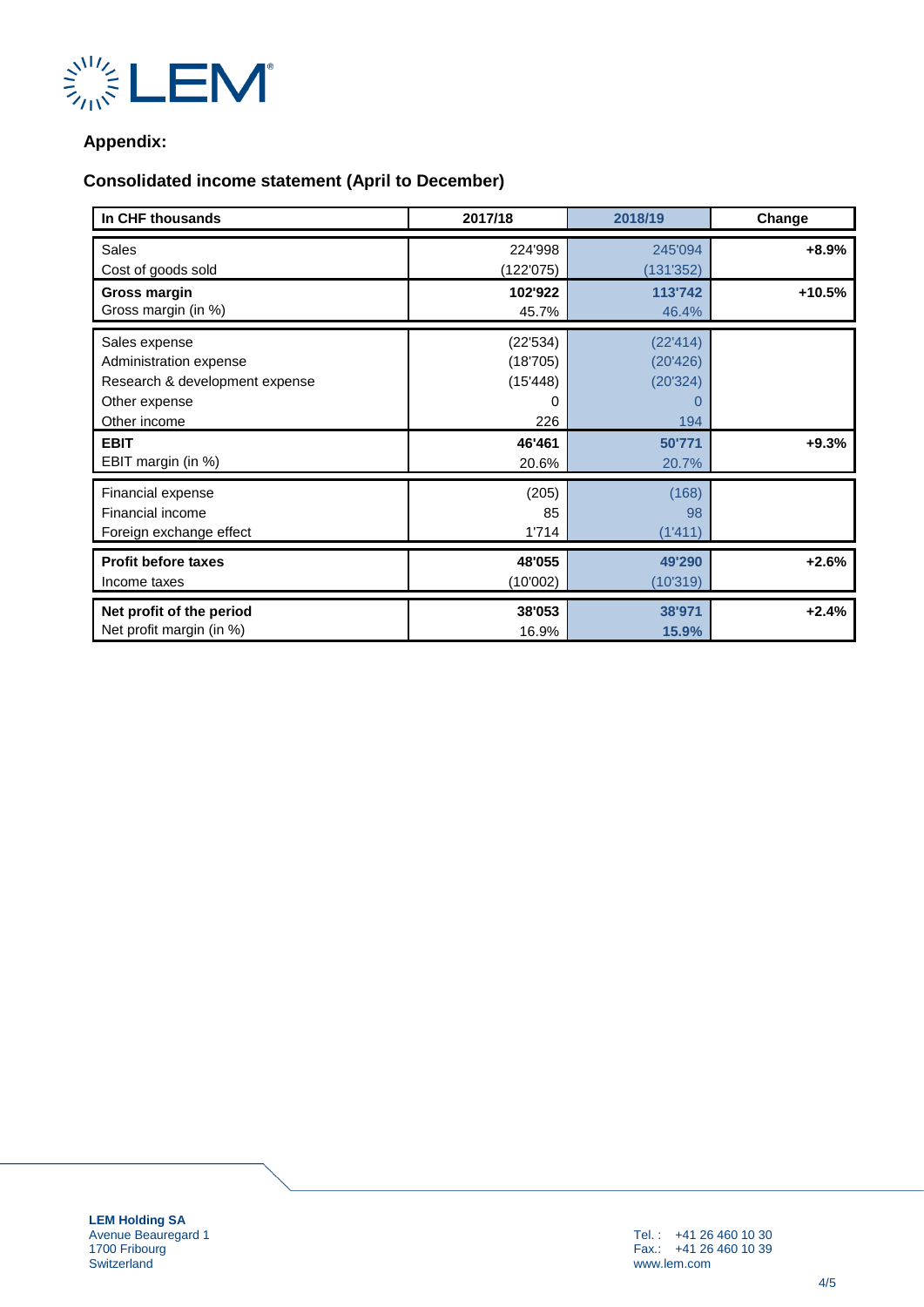## Appendix:

## Consolidated income statement (April to December)

| In CHF thousands | 2017/18 | 2018/19 | Change |
|---|---|---|---|
| Sales | 224'998 | 245'094 | +8.9% |
| Cost of goods sold | (122'075) | (131'352) | |
| **Gross margin** | **102'922** | **113'742** | +10.5% |
| Gross margin (in %) | 45.7% | 46.4% | |
| Sales expense | (22'534) | (22'414) | |
| Administration expense | (18'705) | (20'426) | |
| Research & development expense | (15'448) | (20'324) | |
| Other expense | 0 | 0 | |
| Other income | 226 | 194 | |
| **EBIT** | **46'461** | **50'771** | +9.3% |
| EBIT margin (in %) | 20.6% | 20.7% | |
| Financial expense | (205) | (168) | |
| Financial income | 85 | 98 | |
| Foreign exchange effect | 1'714 | (1'411) | |
| **Profit before taxes** | **48'055** | **49'290** | +2.6% |
| Income taxes | (10'002) | (10'319) | |
| **Net profit of the period** | **38'053** | **38'971** | +2.4% |
| Net profit margin (in %) | 16.9% | **15.9%** | |

**LEM Holding SA**
Avenue Beauregard 1
1700 Fribourg
Switzerland

Tel. : +41 26 460 10 30
Fax.: +41 26 460 10 39
www.lem.com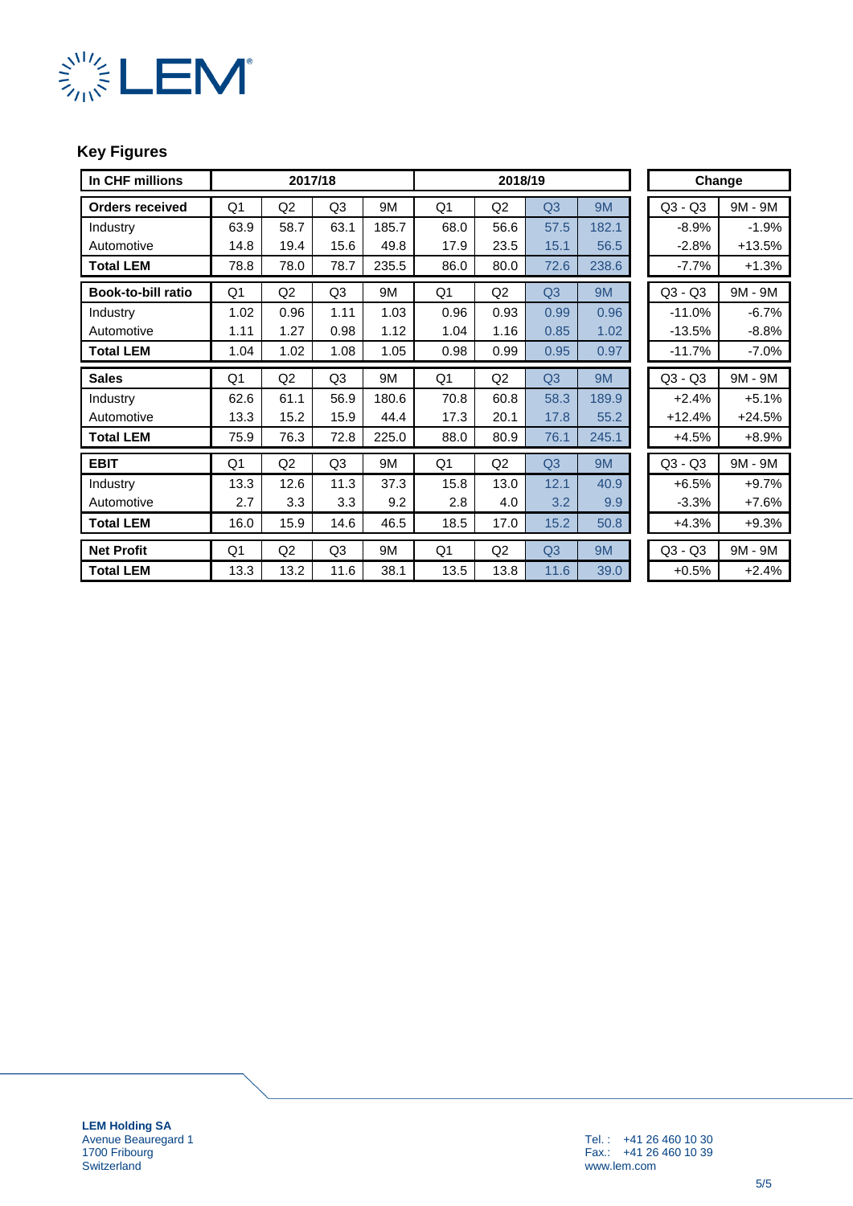## Key Figures

| In CHF millions | 2017/18 | | | | 2018/19 | | | | Change | |
|---|---|---|---|---|---|---|---|---|---|---|
| **Orders received** | Q1 | Q2 | Q3 | 9M | Q1 | Q2 | Q3 | 9M | Q3 - Q3 | 9M - 9M |
| Industry | 63.9 | 58.7 | 63.1 | 185.7 | 68.0 | 56.6 | 57.5 | 182.1 | -8.9% | -1.9% |
| Automotive | 14.8 | 19.4 | 15.6 | 49.8 | 17.9 | 23.5 | 15.1 | 56.5 | -2.8% | +13.5% |
| **Total LEM** | 78.8 | 78.0 | 78.7 | 235.5 | 86.0 | 80.0 | 72.6 | 238.6 | -7.7% | +1.3% |
| **Book-to-bill ratio** | Q1 | Q2 | Q3 | 9M | Q1 | Q2 | Q3 | 9M | Q3 - Q3 | 9M - 9M |
| Industry | 1.02 | 0.96 | 1.11 | 1.03 | 0.96 | 0.93 | 0.99 | 0.96 | -11.0% | -6.7% |
| Automotive | 1.11 | 1.27 | 0.98 | 1.12 | 1.04 | 1.16 | 0.85 | 1.02 | -13.5% | -8.8% |
| **Total LEM** | 1.04 | 1.02 | 1.08 | 1.05 | 0.98 | 0.99 | 0.95 | 0.97 | -11.7% | -7.0% |
| **Sales** | Q1 | Q2 | Q3 | 9M | Q1 | Q2 | Q3 | 9M | Q3 - Q3 | 9M - 9M |
| Industry | 62.6 | 61.1 | 56.9 | 180.6 | 70.8 | 60.8 | 58.3 | 189.9 | +2.4% | +5.1% |
| Automotive | 13.3 | 15.2 | 15.9 | 44.4 | 17.3 | 20.1 | 17.8 | 55.2 | +12.4% | +24.5% |
| **Total LEM** | 75.9 | 76.3 | 72.8 | 225.0 | 88.0 | 80.9 | 76.1 | 245.1 | +4.5% | +8.9% |
| **EBIT** | Q1 | Q2 | Q3 | 9M | Q1 | Q2 | Q3 | 9M | Q3 - Q3 | 9M - 9M |
| Industry | 13.3 | 12.6 | 11.3 | 37.3 | 15.8 | 13.0 | 12.1 | 40.9 | +6.5% | +9.7% |
| Automotive | 2.7 | 3.3 | 3.3 | 9.2 | 2.8 | 4.0 | 3.2 | 9.9 | -3.3% | +7.6% |
| **Total LEM** | 16.0 | 15.9 | 14.6 | 46.5 | 18.5 | 17.0 | 15.2 | 50.8 | +4.3% | +9.3% |
| **Net Profit** | Q1 | Q2 | Q3 | 9M | Q1 | Q2 | Q3 | 9M | Q3 - Q3 | 9M - 9M |
| **Total LEM** | 13.3 | 13.2 | 11.6 | 38.1 | 13.5 | 13.8 | 11.6 | 39.0 | +0.5% | +2.4% |

**LEM Holding SA**
Avenue Beauregard 1
1700 Fribourg
Switzerland

Tel. : +41 26 460 10 30
Fax.: +41 26 460 10 39
www.lem.com